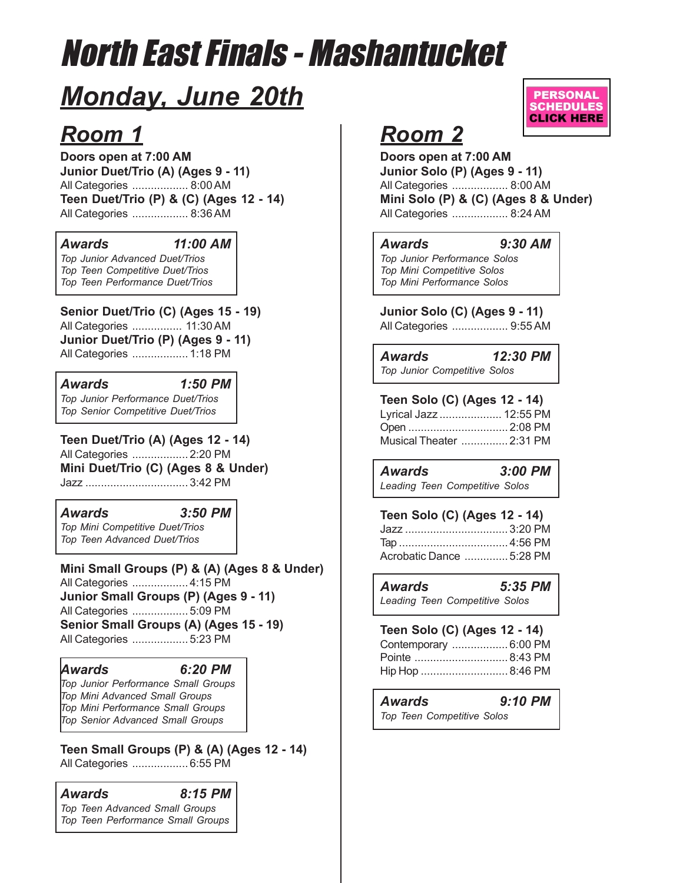# North East Finals - Mashantucket

## Monday, June 20th

## Room 1

**Doors open at 7:00 AM**

**Junior Duet/Trio (A) (Ages 9 - 11)**
All Categories .................. 8:00 AM

**Teen Duet/Trio (P) & (C) (Ages 12 - 14)**
All Categories .................. 8:36 AM

**Awards 11:00 AM**
*Top Junior Advanced Duet/Trios*
*Top Teen Competitive Duet/Trios*
*Top Teen Performance Duet/Trios*

**Senior Duet/Trio (C) (Ages 15 - 19)**
All Categories ................ 11:30 AM

**Junior Duet/Trio (P) (Ages 9 - 11)**
All Categories .................. 1:18 PM

**Awards 1:50 PM**
*Top Junior Performance Duet/Trios*
*Top Senior Competitive Duet/Trios*

**Teen Duet/Trio (A) (Ages 12 - 14)**
All Categories .................. 2:20 PM

**Mini Duet/Trio (C) (Ages 8 & Under)**
Jazz ................................. 3:42 PM

**Awards 3:50 PM**
*Top Mini Competitive Duet/Trios*
*Top Teen Advanced Duet/Trios*

**Mini Small Groups (P) & (A) (Ages 8 & Under)**
All Categories .................. 4:15 PM

**Junior Small Groups (P) (Ages 9 - 11)**
All Categories .................. 5:09 PM

**Senior Small Groups (A) (Ages 15 - 19)**
All Categories .................. 5:23 PM

**Awards 6:20 PM**
*Top Junior Performance Small Groups*
*Top Mini Advanced Small Groups*
*Top Mini Performance Small Groups*
*Top Senior Advanced Small Groups*

**Teen Small Groups (P) & (A) (Ages 12 - 14)**
All Categories .................. 6:55 PM

**Awards 8:15 PM**
*Top Teen Advanced Small Groups*
*Top Teen Performance Small Groups*

## Room 2

PERSONAL SCHEDULES CLICK HERE

**Doors open at 7:00 AM**

**Junior Solo (P) (Ages 9 - 11)**
All Categories .................. 8:00 AM

**Mini Solo (P) & (C) (Ages 8 & Under)**
All Categories .................. 8:24 AM

**Awards 9:30 AM**
*Top Junior Performance Solos*
*Top Mini Competitive Solos*
*Top Mini Performance Solos*

**Junior Solo (C) (Ages 9 - 11)**
All Categories .................. 9:55 AM

**Awards 12:30 PM**
*Top Junior Competitive Solos*

**Teen Solo (C) (Ages 12 - 14)**
Lyrical Jazz .................... 12:55 PM
Open ................................ 2:08 PM
Musical Theater ............... 2:31 PM

**Awards 3:00 PM**
*Leading Teen Competitive Solos*

**Teen Solo (C) (Ages 12 - 14)**
Jazz ................................. 3:20 PM
Tap .................................. 4:56 PM
Acrobatic Dance .............. 5:28 PM

**Awards 5:35 PM**
*Leading Teen Competitive Solos*

**Teen Solo (C) (Ages 12 - 14)**
Contemporary .................. 6:00 PM
Pointe .............................. 8:43 PM
Hip Hop ............................ 8:46 PM

**Awards 9:10 PM**
*Top Teen Competitive Solos*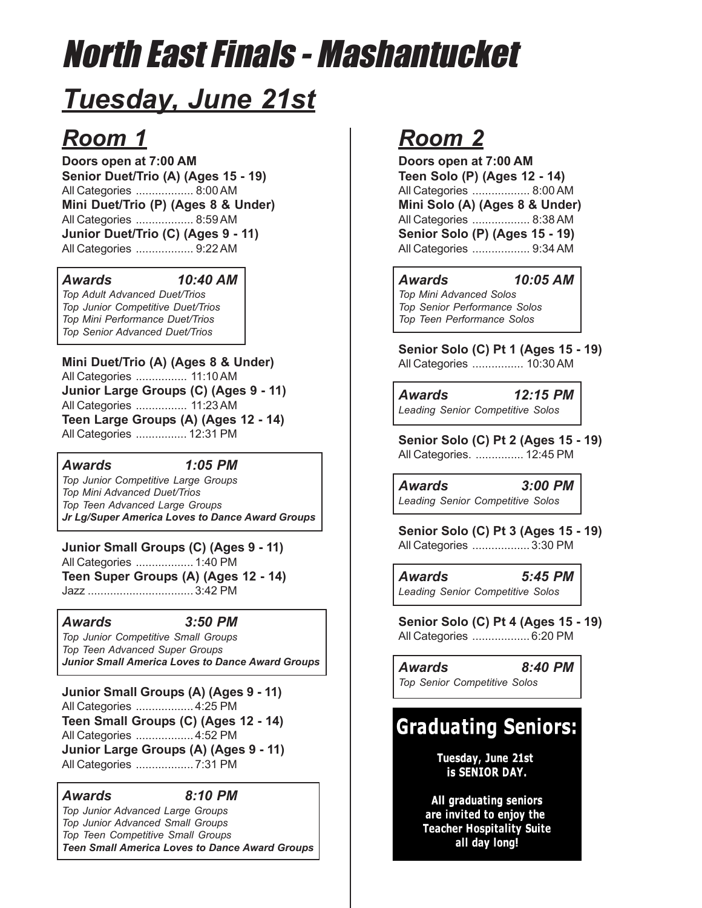# North East Finals - Mashantucket

## *Tuesday, June 21st*

### *Room 1*

**Doors open at 7:00 AM**

**Senior Duet/Trio (A) (Ages 15 - 19)**
All Categories .................. 8:00 AM

**Mini Duet/Trio (P) (Ages 8 & Under)**
All Categories .................. 8:59 AM

**Junior Duet/Trio (C) (Ages 9 - 11)**
All Categories .................. 9:22 AM

***Awards 10:40 AM***
*Top Adult Advanced Duet/Trios*
*Top Junior Competitive Duet/Trios*
*Top Mini Performance Duet/Trios*
*Top Senior Advanced Duet/Trios*

**Mini Duet/Trio (A) (Ages 8 & Under)**
All Categories ................ 11:10 AM

**Junior Large Groups (C) (Ages 9 - 11)**
All Categories ................ 11:23 AM

**Teen Large Groups (A) (Ages 12 - 14)**
All Categories ................ 12:31 PM

***Awards 1:05 PM***
*Top Junior Competitive Large Groups*
*Top Mini Advanced Duet/Trios*
*Top Teen Advanced Large Groups*
***Jr Lg/Super America Loves to Dance Award Groups***

**Junior Small Groups (C) (Ages 9 - 11)**
All Categories .................. 1:40 PM

**Teen Super Groups (A) (Ages 12 - 14)**
Jazz ................................ 3:42 PM

***Awards 3:50 PM***
*Top Junior Competitive Small Groups*
*Top Teen Advanced Super Groups*
***Junior Small America Loves to Dance Award Groups***

**Junior Small Groups (A) (Ages 9 - 11)**
All Categories .................. 4:25 PM

**Teen Small Groups (C) (Ages 12 - 14)**
All Categories .................. 4:52 PM

**Junior Large Groups (A) (Ages 9 - 11)**
All Categories .................. 7:31 PM

***Awards 8:10 PM***
*Top Junior Advanced Large Groups*
*Top Junior Advanced Small Groups*
*Top Teen Competitive Small Groups*
***Teen Small America Loves to Dance Award Groups***

### *Room 2*

**Doors open at 7:00 AM**

**Teen Solo (P) (Ages 12 - 14)**
All Categories .................. 8:00 AM

**Mini Solo (A) (Ages 8 & Under)**
All Categories .................. 8:38 AM

**Senior Solo (P) (Ages 15 - 19)**
All Categories .................. 9:34 AM

***Awards 10:05 AM***
*Top Mini Advanced Solos*
*Top Senior Performance Solos*
*Top Teen Performance Solos*

**Senior Solo (C) Pt 1 (Ages 15 - 19)**
All Categories ................ 10:30 AM

***Awards 12:15 PM***
*Leading Senior Competitive Solos*

**Senior Solo (C) Pt 2 (Ages 15 - 19)**
All Categories. ............... 12:45 PM

***Awards 3:00 PM***
*Leading Senior Competitive Solos*

**Senior Solo (C) Pt 3 (Ages 15 - 19)**
All Categories .................. 3:30 PM

***Awards 5:45 PM***
*Leading Senior Competitive Solos*

**Senior Solo (C) Pt 4 (Ages 15 - 19)**
All Categories .................. 6:20 PM

***Awards 8:40 PM***
*Top Senior Competitive Solos*

**Graduating Seniors:**

**Tuesday, June 21st is SENIOR DAY.**

**All graduating seniors are invited to enjoy the Teacher Hospitality Suite all day long!**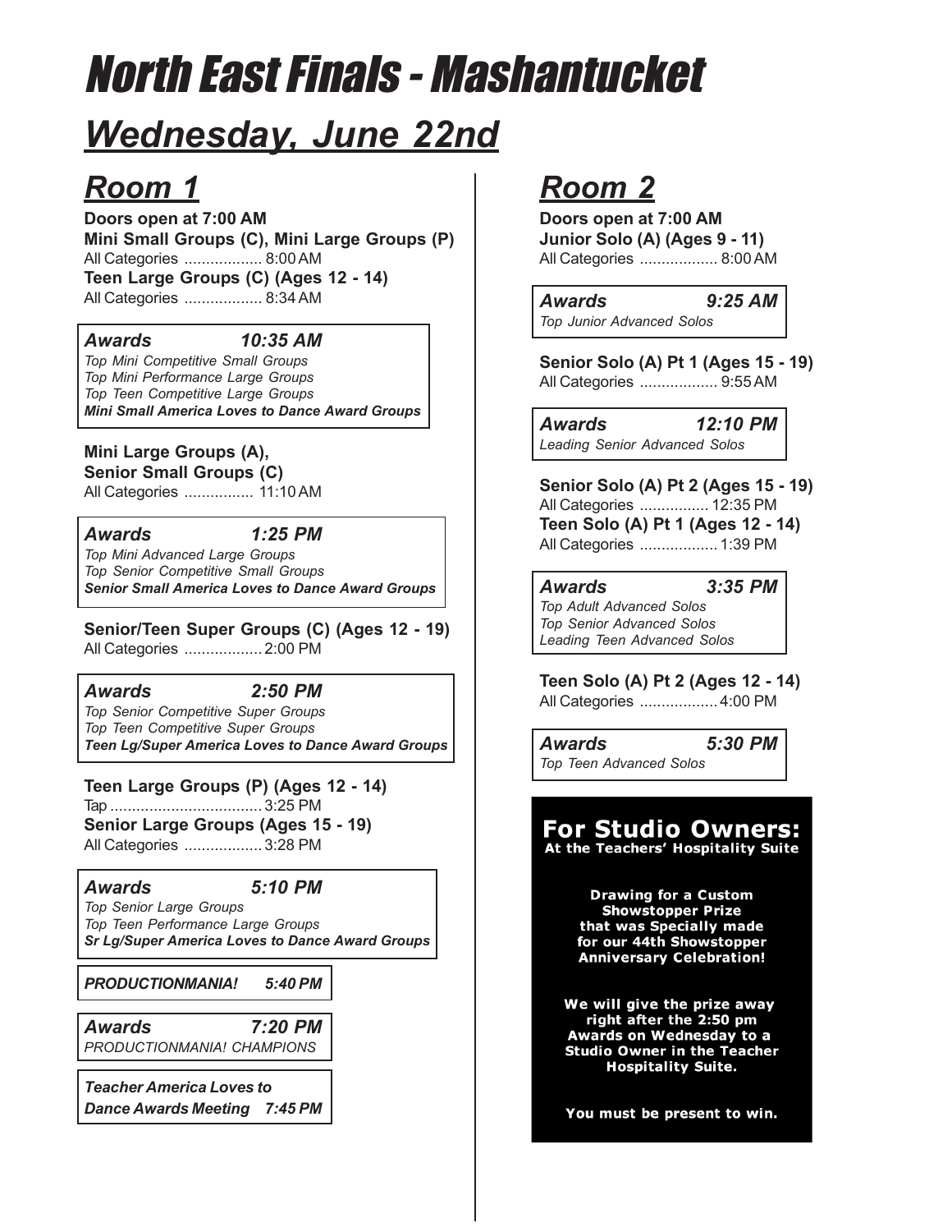# North East Finals - Mashantucket

## *Wednesday, June 22nd*

## *Room 1*

**Doors open at 7:00 AM**

**Mini Small Groups (C), Mini Large Groups (P)**
All Categories .................. 8:00 AM

**Teen Large Groups (C) (Ages 12 - 14)**
All Categories .................. 8:34 AM

***Awards 10:35 AM***
*Top Mini Competitive Small Groups*
*Top Mini Performance Large Groups*
*Top Teen Competitive Large Groups*
***Mini Small America Loves to Dance Award Groups***

**Mini Large Groups (A),**
**Senior Small Groups (C)**
All Categories ................ 11:10 AM

***Awards 1:25 PM***
*Top Mini Advanced Large Groups*
*Top Senior Competitive Small Groups*
***Senior Small America Loves to Dance Award Groups***

**Senior/Teen Super Groups (C) (Ages 12 - 19)**
All Categories .................. 2:00 PM

***Awards 2:50 PM***
*Top Senior Competitive Super Groups*
*Top Teen Competitive Super Groups*
***Teen Lg/Super America Loves to Dance Award Groups***

**Teen Large Groups (P) (Ages 12 - 14)**
Tap .................................. 3:25 PM

**Senior Large Groups (Ages 15 - 19)**
All Categories .................. 3:28 PM

***Awards 5:10 PM***
*Top Senior Large Groups*
*Top Teen Performance Large Groups*
***Sr Lg/Super America Loves to Dance Award Groups***

***PRODUCTIONMANIA! 5:40 PM***

***Awards 7:20 PM***
*PRODUCTIONMANIA! CHAMPIONS*

***Teacher America Loves to Dance Awards Meeting 7:45 PM***

## *Room 2*

**Doors open at 7:00 AM**

**Junior Solo (A) (Ages 9 - 11)**
All Categories .................. 8:00 AM

***Awards 9:25 AM***
*Top Junior Advanced Solos*

**Senior Solo (A) Pt 1 (Ages 15 - 19)**
All Categories .................. 9:55 AM

***Awards 12:10 PM***
*Leading Senior Advanced Solos*

**Senior Solo (A) Pt 2 (Ages 15 - 19)**
All Categories ................ 12:35 PM

**Teen Solo (A) Pt 1 (Ages 12 - 14)**
All Categories .................. 1:39 PM

***Awards 3:35 PM***
*Top Adult Advanced Solos*
*Top Senior Advanced Solos*
*Leading Teen Advanced Solos*

**Teen Solo (A) Pt 2 (Ages 12 - 14)**
All Categories .................. 4:00 PM

***Awards 5:30 PM***
*Top Teen Advanced Solos*

**For Studio Owners:**
**At the Teachers' Hospitality Suite**

**Drawing for a Custom Showstopper Prize that was Specially made for our 44th Showstopper Anniversary Celebration!**

**We will give the prize away right after the 2:50 pm Awards on Wednesday to a Studio Owner in the Teacher Hospitality Suite.**

**You must be present to win.**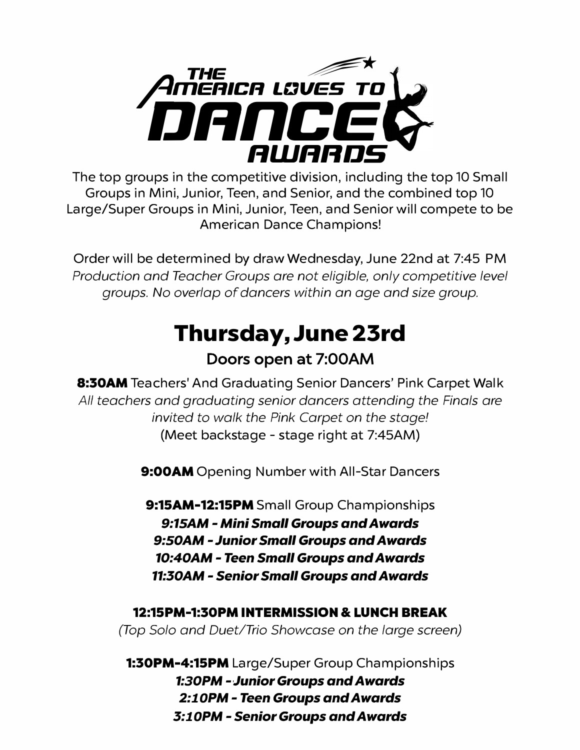# THE AMERICA LOVES TO DANCE AWARDS

The top groups in the competitive division, including the top 10 Small Groups in Mini, Junior, Teen, and Senior, and the combined top 10 Large/Super Groups in Mini, Junior, Teen, and Senior will compete to be American Dance Champions!

Order will be determined by draw Wednesday, June 22nd at 7:45 PM
*Production and Teacher Groups are not eligible, only competitive level groups. No overlap of dancers within an age and size group.*

## Thursday, June 23rd

### Doors open at 7:00AM

**8:30AM** Teachers' And Graduating Senior Dancers' Pink Carpet Walk
*All teachers and graduating senior dancers attending the Finals are invited to walk the Pink Carpet on the stage!*
(Meet backstage - stage right at 7:45AM)

**9:00AM** Opening Number with All-Star Dancers

**9:15AM-12:15PM** Small Group Championships
***9:15AM - Mini Small Groups and Awards***
***9:50AM - Junior Small Groups and Awards***
***10:40AM - Teen Small Groups and Awards***
***11:30AM - Senior Small Groups and Awards***

**12:15PM-1:30PM INTERMISSION & LUNCH BREAK**
*(Top Solo and Duet/Trio Showcase on the large screen)*

**1:30PM-4:15PM** Large/Super Group Championships
***1:30PM - Junior Groups and Awards***
***2:10PM - Teen Groups and Awards***
***3:10PM - Senior Groups and Awards***